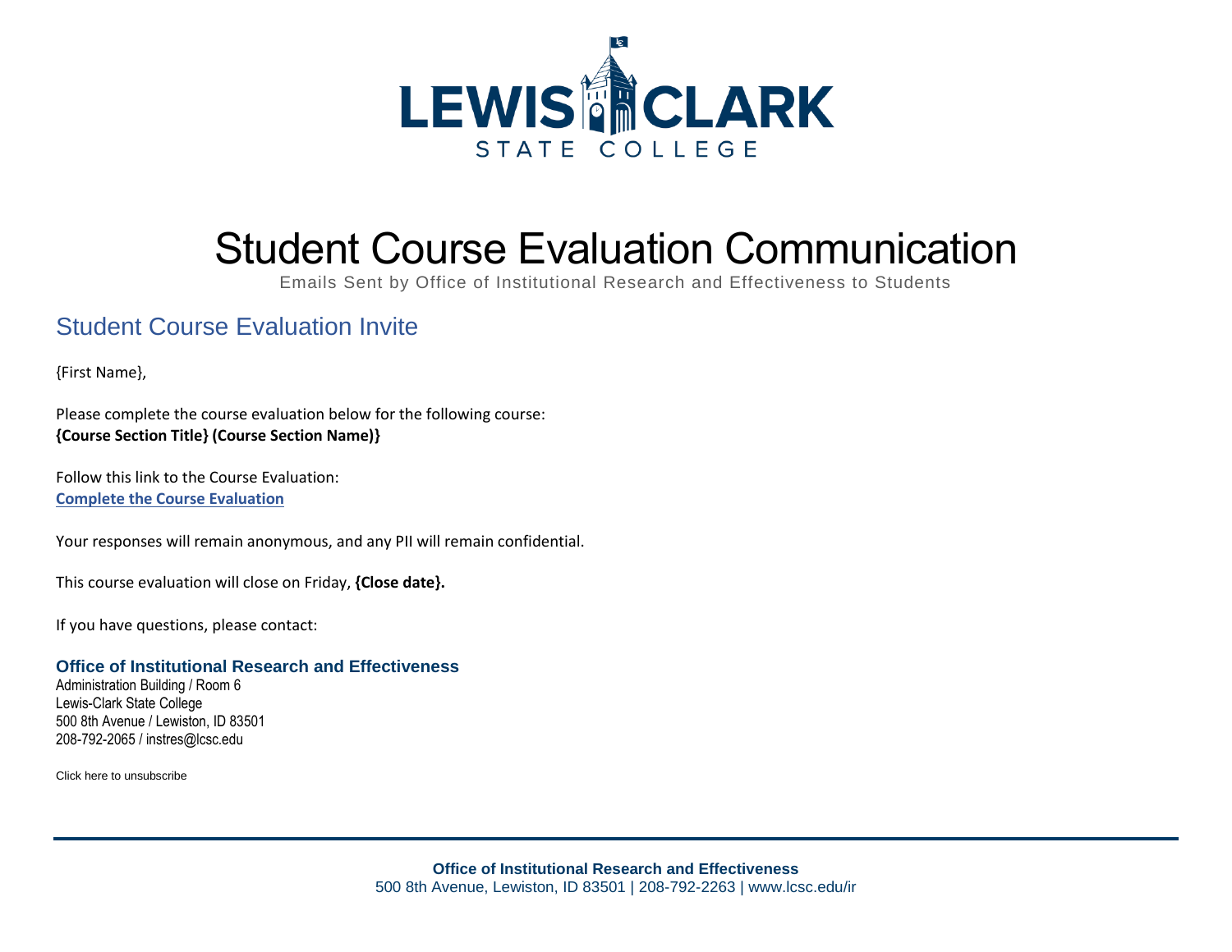# Student Course Evaluation Communication

Emails Sent by Office of Institutional Research and Effectiveness to Students

## Student Course Evaluation Invite

{First Name},

Please complete the course evaluation below for the following course:
**{Course Section Title} (Course Section Name)}**

Follow this link to the Course Evaluation:
**Complete the Course Evaluation**

Your responses will remain anonymous, and any PII will remain confidential.

This course evaluation will close on Friday, **{Close date}.**

If you have questions, please contact:

**Office of Institutional Research and Effectiveness**
Administration Building / Room 6
Lewis-Clark State College
500 8th Avenue / Lewiston, ID 83501
208-792-2065 / instres@lcsc.edu

Click here to unsubscribe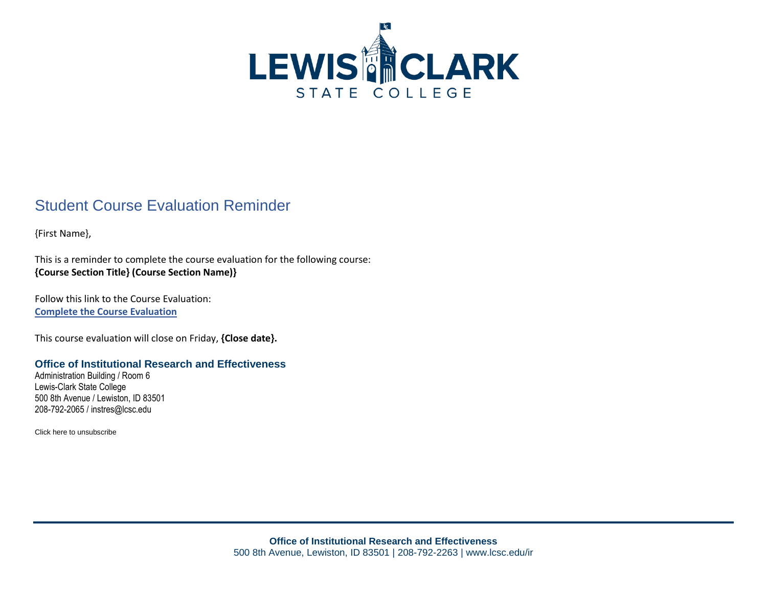LEWIS CLARK
STATE COLLEGE

## Student Course Evaluation Reminder

{First Name},

This is a reminder to complete the course evaluation for the following course:
**{Course Section Title} (Course Section Name)}**

Follow this link to the Course Evaluation:
**Complete the Course Evaluation**

This course evaluation will close on Friday, **{Close date}.**

### Office of Institutional Research and Effectiveness

Administration Building / Room 6
Lewis-Clark State College
500 8th Avenue / Lewiston, ID 83501
208-792-2065 / instres@lcsc.edu

Click here to unsubscribe

**Office of Institutional Research and Effectiveness**
500 8th Avenue, Lewiston, ID 83501 | 208-792-2263 | www.lcsc.edu/ir